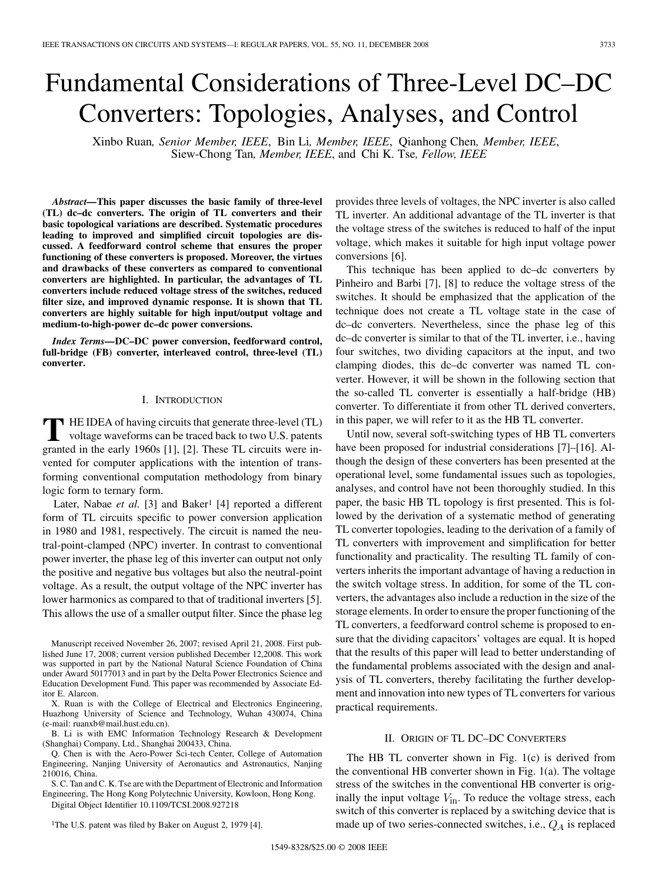# Fundamental Considerations of Three-Level DC–DC Converters: Topologies, Analyses, and Control

Xinbo Ruan, *Senior Member, IEEE*, Bin Li, *Member, IEEE*, Qianhong Chen, *Member, IEEE*, Siew-Chong Tan, *Member, IEEE*, and Chi K. Tse, *Fellow, IEEE*

***Abstract*—This paper discusses the basic family of three-level (TL) dc–dc converters. The origin of TL converters and their basic topological variations are described. Systematic procedures leading to improved and simplified circuit topologies are discussed. A feedforward control scheme that ensures the proper functioning of these converters is proposed. Moreover, the virtues and drawbacks of these converters as compared to conventional converters are highlighted. In particular, the advantages of TL converters include reduced voltage stress of the switches, reduced filter size, and improved dynamic response. It is shown that TL converters are highly suitable for high input/output voltage and medium-to-high-power dc–dc power conversions.**

***Index Terms*—DC–DC power conversion, feedforward control, full-bridge (FB) converter, interleaved control, three-level (TL) converter.**

## I. Introduction

The idea of having circuits that generate three-level (TL) voltage waveforms can be traced back to two U.S. patents granted in the early 1960s [1], [2]. These TL circuits were invented for computer applications with the intention of transforming conventional computation methodology from binary logic form to ternary form.

Later, Nabae *et al.* [3] and Baker[1] [4] reported a different form of TL circuits specific to power conversion application in 1980 and 1981, respectively. The circuit is named the neutral-point-clamped (NPC) inverter. In contrast to conventional power inverter, the phase leg of this inverter can output not only the positive and negative bus voltages but also the neutral-point voltage. As a result, the output voltage of the NPC inverter has lower harmonics as compared to that of traditional inverters [5]. This allows the use of a smaller output filter. Since the phase leg provides three levels of voltages, the NPC inverter is also called TL inverter. An additional advantage of the TL inverter is that the voltage stress of the switches is reduced to half of the input voltage, which makes it suitable for high input voltage power conversions [6].

This technique has been applied to dc–dc converters by Pinheiro and Barbi [7], [8] to reduce the voltage stress of the switches. It should be emphasized that the application of the technique does not create a TL voltage state in the case of dc–dc converters. Nevertheless, since the phase leg of this dc–dc converter is similar to that of the TL inverter, i.e., having four switches, two dividing capacitors at the input, and two clamping diodes, this dc–dc converter was named TL converter. However, it will be shown in the following section that the so-called TL converter is essentially a half-bridge (HB) converter. To differentiate it from other TL derived converters, in this paper, we will refer to it as the HB TL converter.

Until now, several soft-switching types of HB TL converters have been proposed for industrial considerations [7]–[16]. Although the design of these converters has been presented at the operational level, some fundamental issues such as topologies, analyses, and control have not been thoroughly studied. In this paper, the basic HB TL topology is first presented. This is followed by the derivation of a systematic method of generating TL converter topologies, leading to the derivation of a family of TL converters with improvement and simplification for better functionality and practicality. The resulting TL family of converters inherits the important advantage of having a reduction in the switch voltage stress. In addition, for some of the TL converters, the advantages also include a reduction in the size of the storage elements. In order to ensure the proper functioning of the TL converters, a feedforward control scheme is proposed to ensure that the dividing capacitors' voltages are equal. It is hoped that the results of this paper will lead to better understanding of the fundamental problems associated with the design and analysis of TL converters, thereby facilitating the further development and innovation into new types of TL converters for various practical requirements.

## II. Origin of TL DC–DC Converters

The HB TL converter shown in Fig. 1(c) is derived from the conventional HB converter shown in Fig. 1(a). The voltage stress of the switches in the conventional HB converter is originally the input voltage $V_{\text{in}}$. To reduce the voltage stress, each switch of this converter is replaced by a switching device that is made up of two series-connected switches, i.e., $Q_A$ is replaced

Manuscript received November 26, 2007; revised April 21, 2008. First published June 17, 2008; current version published December 12,2008. This work was supported in part by the National Natural Science Foundation of China under Award 50177013 and in part by the Delta Power Electronics Science and Education Development Fund. This paper was recommended by Associate Editor E. Alarcon.

X. Ruan is with the College of Electrical and Electronics Engineering, Huazhong University of Science and Technology, Wuhan 430074, China (e-mail: ruanxb@mail.hust.edu.cn).

B. Li is with EMC Information Technology Research & Development (Shanghai) Company, Ltd., Shanghai 200433, China.

Q. Chen is with the Aero-Power Sci-tech Center, College of Automation Engineering, Nanjing University of Aeronautics and Astronautics, Nanjing 210016, China.

S. C. Tan and C. K. Tse are with the Department of Electronic and Information Engineering, The Hong Kong Polytechnic University, Kowloon, Hong Kong.

Digital Object Identifier 10.1109/TCSI.2008.927218

[1]The U.S. patent was filed by Baker on August 2, 1979 [4].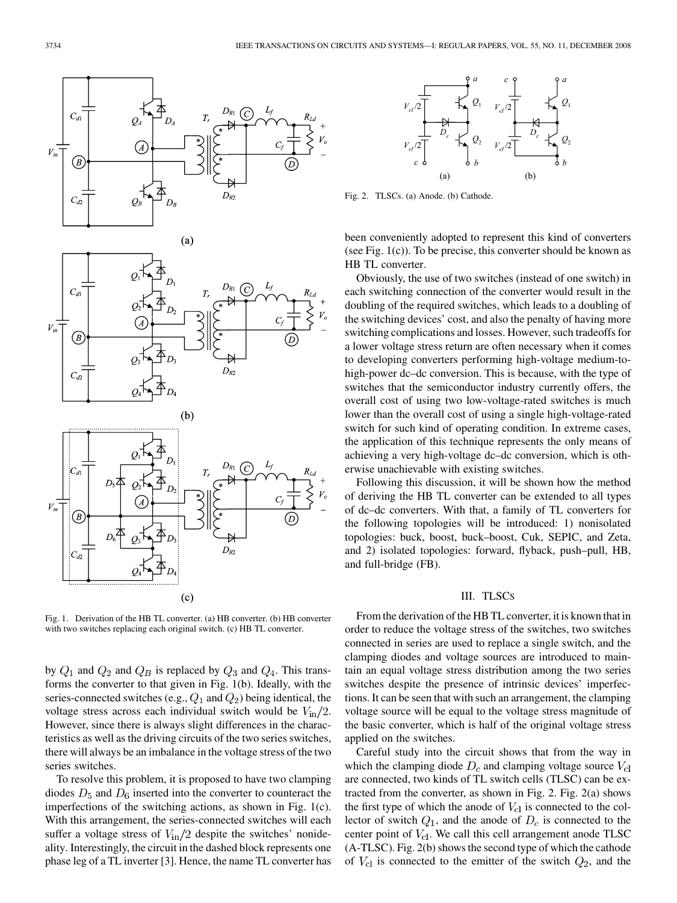Fig. 1. Derivation of the HB TL converter. (a) HB converter. (b) HB converter with two switches replacing each original switch. (c) HB TL converter.

by $Q_1$ and $Q_2$ and $Q_B$ is replaced by $Q_3$ and $Q_4$. This transforms the converter to that given in Fig. 1(b). Ideally, with the series-connected switches (e.g., $Q_1$ and $Q_2$) being identical, the voltage stress across each individual switch would be $V_{\rm in}/2$. However, since there is always slight differences in the characteristics as well as the driving circuits of the two series switches, there will always be an imbalance in the voltage stress of the two series switches.

To resolve this problem, it is proposed to have two clamping diodes $D_5$ and $D_6$ inserted into the converter to counteract the imperfections of the switching actions, as shown in Fig. 1(c). With this arrangement, the series-connected switches will each suffer a voltage stress of $V_{\rm in}/2$ despite the switches' nonideality. Interestingly, the circuit in the dashed block represents one phase leg of a TL inverter [3]. Hence, the name TL converter has been conveniently adopted to represent this kind of converters (see Fig. 1(c)). To be precise, this converter should be known as HB TL converter.

Fig. 2. TLSCs. (a) Anode. (b) Cathode.

Obviously, the use of two switches (instead of one switch) in each switching connection of the converter would result in the doubling of the required switches, which leads to a doubling of the switching devices' cost, and also the penalty of having more switching complications and losses. However, such tradeoffs for a lower voltage stress return are often necessary when it comes to developing converters performing high-voltage medium-to-high-power dc–dc conversion. This is because, with the type of switches that the semiconductor industry currently offers, the overall cost of using two low-voltage-rated switches is much lower than the overall cost of using a single high-voltage-rated switch for such kind of operating condition. In extreme cases, the application of this technique represents the only means of achieving a very high-voltage dc–dc conversion, which is otherwise unachievable with existing switches.

Following this discussion, it will be shown how the method of deriving the HB TL converter can be extended to all types of dc–dc converters. With that, a family of TL converters for the following topologies will be introduced: 1) nonisolated topologies: buck, boost, buck–boost, Cuk, SEPIC, and Zeta, and 2) isolated topologies: forward, flyback, push–pull, HB, and full-bridge (FB).

## III. TLSCs

From the derivation of the HB TL converter, it is known that in order to reduce the voltage stress of the switches, two switches connected in series are used to replace a single switch, and the clamping diodes and voltage sources are introduced to maintain an equal voltage stress distribution among the two series switches despite the presence of intrinsic devices' imperfections. It can be seen that with such an arrangement, the clamping voltage source will be equal to the voltage stress magnitude of the basic converter, which is half of the original voltage stress applied on the switches.

Careful study into the circuit shows that from the way in which the clamping diode $D_c$ and clamping voltage source $V_{\rm cl}$ are connected, two kinds of TL switch cells (TLSC) can be extracted from the converter, as shown in Fig. 2. Fig. 2(a) shows the first type of which the anode of $V_{\rm cl}$ is connected to the collector of switch $Q_1$, and the anode of $D_c$ is connected to the center point of $V_{\rm cl}$. We call this cell arrangement anode TLSC (A-TLSC). Fig. 2(b) shows the second type of which the cathode of $V_{\rm cl}$ is connected to the emitter of the switch $Q_2$, and the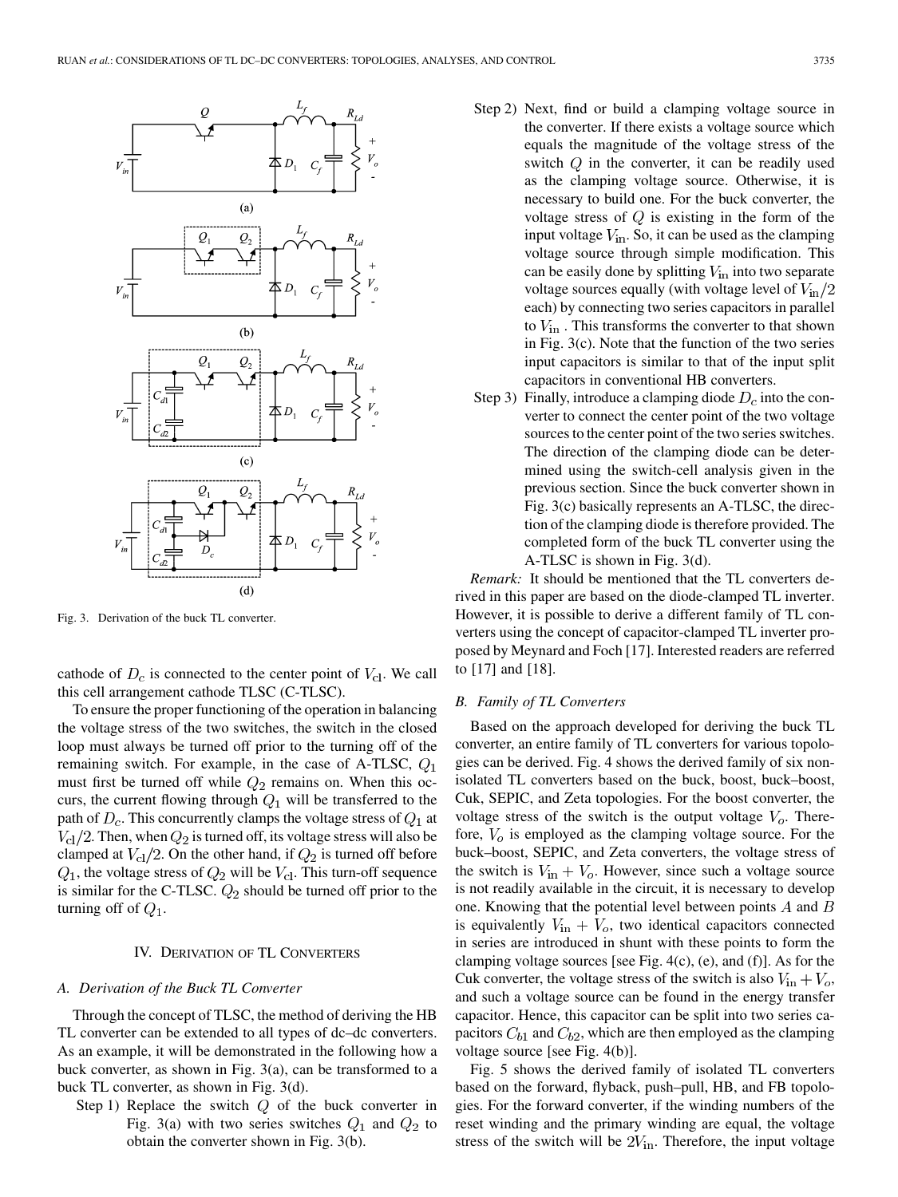Fig. 3. Derivation of the buck TL converter.

cathode of $D_c$ is connected to the center point of $V_{\rm cl}$. We call this cell arrangement cathode TLSC (C-TLSC).

To ensure the proper functioning of the operation in balancing the voltage stress of the two switches, the switch in the closed loop must always be turned off prior to the turning off of the remaining switch. For example, in the case of A-TLSC, $Q_1$ must first be turned off while $Q_2$ remains on. When this occurs, the current flowing through $Q_1$ will be transferred to the path of $D_c$. This concurrently clamps the voltage stress of $Q_1$ at $V_{\rm cl}/2$. Then, when $Q_2$ is turned off, its voltage stress will also be clamped at $V_{\rm cl}/2$. On the other hand, if $Q_2$ is turned off before $Q_1$, the voltage stress of $Q_2$ will be $V_{\rm cl}$. This turn-off sequence is similar for the C-TLSC. $Q_2$ should be turned off prior to the turning off of $Q_1$.

## IV. Derivation of TL Converters

### A. Derivation of the Buck TL Converter

Through the concept of TLSC, the method of deriving the HB TL converter can be extended to all types of dc–dc converters. As an example, it will be demonstrated in the following how a buck converter, as shown in Fig. 3(a), can be transformed to a buck TL converter, as shown in Fig. 3(d).

Step 1) Replace the switch $Q$ of the buck converter in Fig. 3(a) with two series switches $Q_1$ and $Q_2$ to obtain the converter shown in Fig. 3(b).

Step 2) Next, find or build a clamping voltage source in the converter. If there exists a voltage source which equals the magnitude of the voltage stress of the switch $Q$ in the converter, it can be readily used as the clamping voltage source. Otherwise, it is necessary to build one. For the buck converter, the voltage stress of $Q$ is existing in the form of the input voltage $V_{\rm in}$. So, it can be used as the clamping voltage source through simple modification. This can be easily done by splitting $V_{\rm in}$ into two separate voltage sources equally (with voltage level of $V_{\rm in}/2$ each) by connecting two series capacitors in parallel to $V_{\rm in}$ . This transforms the converter to that shown in Fig. 3(c). Note that the function of the two series input capacitors is similar to that of the input split capacitors in conventional HB converters.

Step 3) Finally, introduce a clamping diode $D_c$ into the converter to connect the center point of the two voltage sources to the center point of the two series switches. The direction of the clamping diode can be determined using the switch-cell analysis given in the previous section. Since the buck converter shown in Fig. 3(c) basically represents an A-TLSC, the direction of the clamping diode is therefore provided. The completed form of the buck TL converter using the A-TLSC is shown in Fig. 3(d).

*Remark:* It should be mentioned that the TL converters derived in this paper are based on the diode-clamped TL inverter. However, it is possible to derive a different family of TL converters using the concept of capacitor-clamped TL inverter proposed by Meynard and Foch [17]. Interested readers are referred to [17] and [18].

### B. Family of TL Converters

Based on the approach developed for deriving the buck TL converter, an entire family of TL converters for various topologies can be derived. Fig. 4 shows the derived family of six nonisolated TL converters based on the buck, boost, buck–boost, Cuk, SEPIC, and Zeta topologies. For the boost converter, the voltage stress of the switch is the output voltage $V_o$. Therefore, $V_o$ is employed as the clamping voltage source. For the buck–boost, SEPIC, and Zeta converters, the voltage stress of the switch is $V_{\rm in} + V_o$. However, since such a voltage source is not readily available in the circuit, it is necessary to develop one. Knowing that the potential level between points $A$ and $B$ is equivalently $V_{\rm in} + V_o$, two identical capacitors connected in series are introduced in shunt with these points to form the clamping voltage sources [see Fig. 4(c), (e), and (f)]. As for the Cuk converter, the voltage stress of the switch is also $V_{\rm in} + V_o$, and such a voltage source can be found in the energy transfer capacitor. Hence, this capacitor can be split into two series capacitors $C_{b1}$ and $C_{b2}$, which are then employed as the clamping voltage source [see Fig. 4(b)].

Fig. 5 shows the derived family of isolated TL converters based on the forward, flyback, push–pull, HB, and FB topologies. For the forward converter, if the winding numbers of the reset winding and the primary winding are equal, the voltage stress of the switch will be $2V_{\rm in}$. Therefore, the input voltage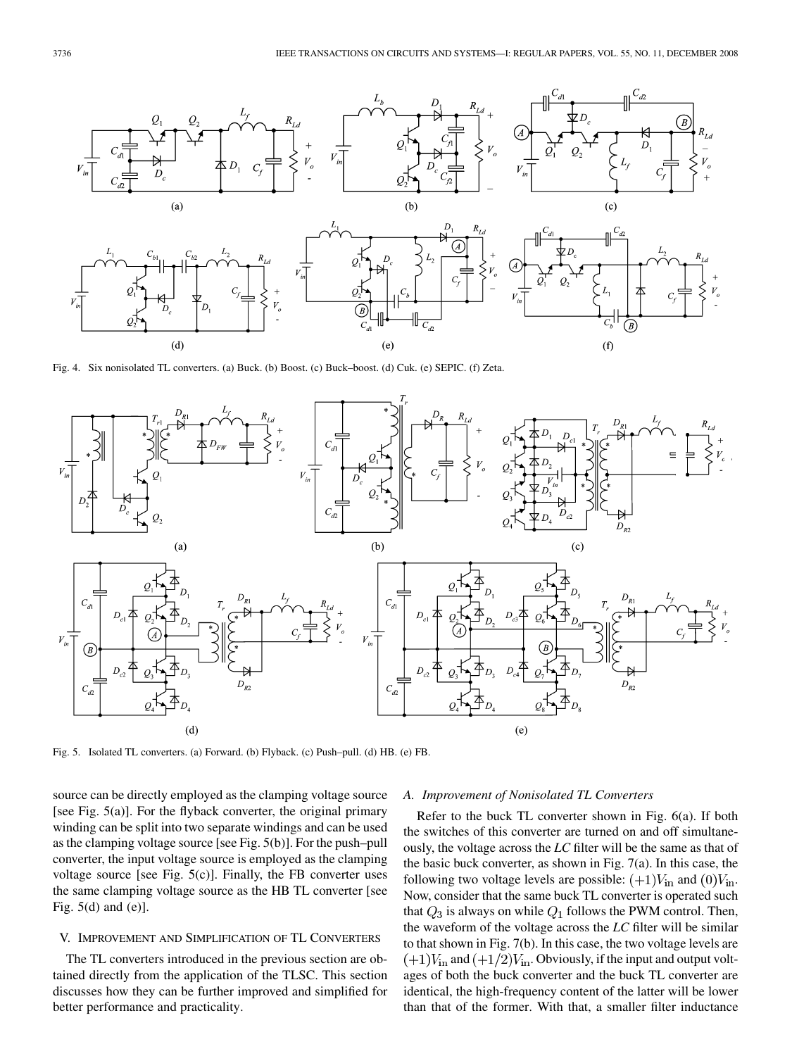Fig. 4. Six nonisolated TL converters. (a) Buck. (b) Boost. (c) Buck–boost. (d) Cuk. (e) SEPIC. (f) Zeta.

Fig. 5. Isolated TL converters. (a) Forward. (b) Flyback. (c) Push–pull. (d) HB. (e) FB.

source can be directly employed as the clamping voltage source [see Fig. 5(a)]. For the flyback converter, the original primary winding can be split into two separate windings and can be used as the clamping voltage source [see Fig. 5(b)]. For the push–pull converter, the input voltage source is employed as the clamping voltage source [see Fig. 5(c)]. Finally, the FB converter uses the same clamping voltage source as the HB TL converter [see Fig. 5(d) and (e)].

## V. Improvement and Simplification of TL Converters

The TL converters introduced in the previous section are obtained directly from the application of the TLSC. This section discusses how they can be further improved and simplified for better performance and practicality.

### A. Improvement of Nonisolated TL Converters

Refer to the buck TL converter shown in Fig. 6(a). If both the switches of this converter are turned on and off simultaneously, the voltage across the *LC* filter will be the same as that of the basic buck converter, as shown in Fig. 7(a). In this case, the following two voltage levels are possible: $(+1)V_{\text{in}}$ and $(0)V_{\text{in}}$. Now, consider that the same buck TL converter is operated such that $Q_3$ is always on while $Q_1$ follows the PWM control. Then, the waveform of the voltage across the *LC* filter will be similar to that shown in Fig. 7(b). In this case, the two voltage levels are $(+1)V_{\text{in}}$ and $(+1/2)V_{\text{in}}$. Obviously, if the input and output voltages of both the buck converter and the buck TL converter are identical, the high-frequency content of the latter will be lower than that of the former. With that, a smaller filter inductance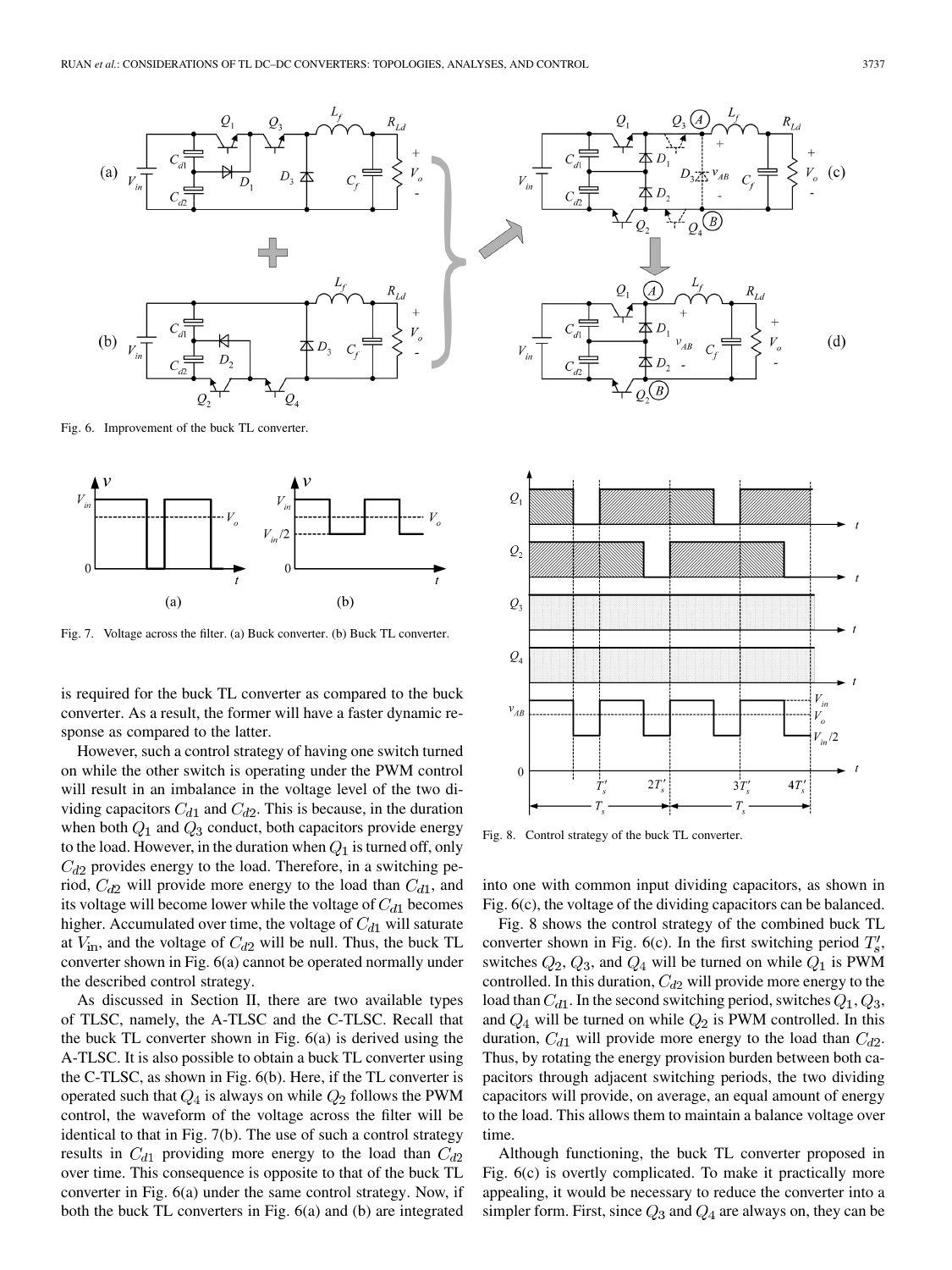Fig. 6. Improvement of the buck TL converter.

Fig. 7. Voltage across the filter. (a) Buck converter. (b) Buck TL converter.

is required for the buck TL converter as compared to the buck converter. As a result, the former will have a faster dynamic response as compared to the latter.

However, such a control strategy of having one switch turned on while the other switch is operating under the PWM control will result in an imbalance in the voltage level of the two dividing capacitors $C_{d1}$ and $C_{d2}$. This is because, in the duration when both $Q_1$ and $Q_3$ conduct, both capacitors provide energy to the load. However, in the duration when $Q_1$ is turned off, only $C_{d2}$ provides energy to the load. Therefore, in a switching period, $C_{d2}$ will provide more energy to the load than $C_{d1}$, and its voltage will become lower while the voltage of $C_{d1}$ becomes higher. Accumulated over time, the voltage of $C_{d1}$ will saturate at $V_{\text{in}}$, and the voltage of $C_{d2}$ will be null. Thus, the buck TL converter shown in Fig. 6(a) cannot be operated normally under the described control strategy.

As discussed in Section II, there are two available types of TLSC, namely, the A-TLSC and the C-TLSC. Recall that the buck TL converter shown in Fig. 6(a) is derived using the A-TLSC. It is also possible to obtain a buck TL converter using the C-TLSC, as shown in Fig. 6(b). Here, if the TL converter is operated such that $Q_4$ is always on while $Q_2$ follows the PWM control, the waveform of the voltage across the filter will be identical to that in Fig. 7(b). The use of such a control strategy results in $C_{d1}$ providing more energy to the load than $C_{d2}$ over time. This consequence is opposite to that of the buck TL converter in Fig. 6(a) under the same control strategy. Now, if both the buck TL converters in Fig. 6(a) and (b) are integrated into one with common input dividing capacitors, as shown in Fig. 6(c), the voltage of the dividing capacitors can be balanced.

Fig. 8. Control strategy of the buck TL converter.

Fig. 8 shows the control strategy of the combined buck TL converter shown in Fig. 6(c). In the first switching period $T_s'$, switches $Q_2$, $Q_3$, and $Q_4$ will be turned on while $Q_1$ is PWM controlled. In this duration, $C_{d2}$ will provide more energy to the load than $C_{d1}$. In the second switching period, switches $Q_1, Q_3$, and $Q_4$ will be turned on while $Q_2$ is PWM controlled. In this duration, $C_{d1}$ will provide more energy to the load than $C_{d2}$. Thus, by rotating the energy provision burden between both capacitors through adjacent switching periods, the two dividing capacitors will provide, on average, an equal amount of energy to the load. This allows them to maintain a balance voltage over time.

Although functioning, the buck TL converter proposed in Fig. 6(c) is overtly complicated. To make it practically more appealing, it would be necessary to reduce the converter into a simpler form. First, since $Q_3$ and $Q_4$ are always on, they can be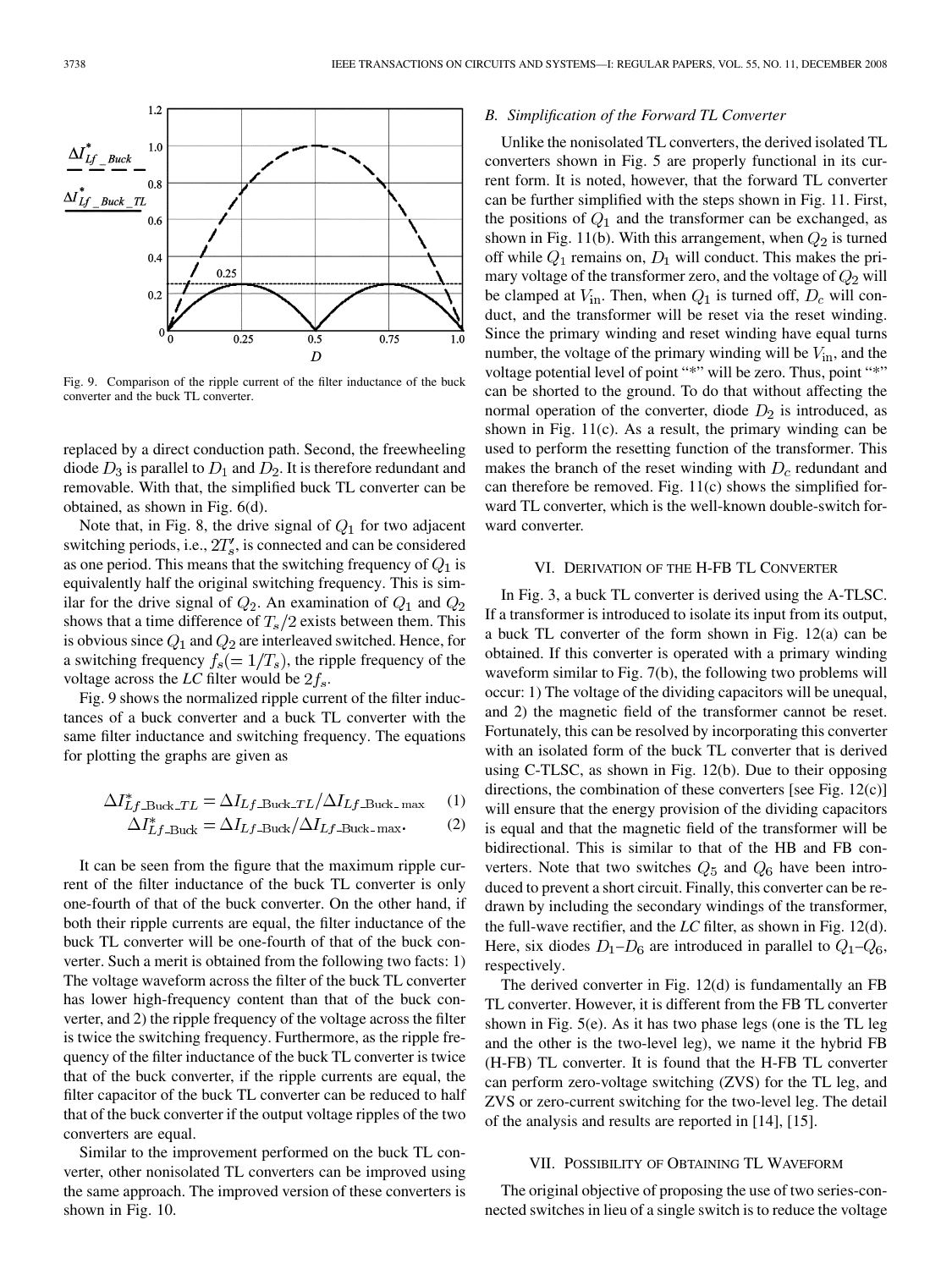Fig. 9. Comparison of the ripple current of the filter inductance of the buck converter and the buck TL converter.

replaced by a direct conduction path. Second, the freewheeling diode $D_3$ is parallel to $D_1$ and $D_2$. It is therefore redundant and removable. With that, the simplified buck TL converter can be obtained, as shown in Fig. 6(d).

Note that, in Fig. 8, the drive signal of $Q_1$ for two adjacent switching periods, i.e., $2T_s'$, is connected and can be considered as one period. This means that the switching frequency of $Q_1$ is equivalently half the original switching frequency. This is similar for the drive signal of $Q_2$. An examination of $Q_1$ and $Q_2$ shows that a time difference of $T_s/2$ exists between them. This is obvious since $Q_1$ and $Q_2$ are interleaved switched. Hence, for a switching frequency $f_s(=1/T_s)$, the ripple frequency of the voltage across the *LC* filter would be $2f_s$.

Fig. 9 shows the normalized ripple current of the filter inductances of a buck converter and a buck TL converter with the same filter inductance and switching frequency. The equations for plotting the graphs are given as

$$\Delta I^*_{Lf\_\text{Buck}\_TL} = \Delta I_{Lf\_\text{Buck}\_TL}/\Delta I_{Lf\_\text{Buck}\_\max} \quad (1)$$

$$\Delta I^*_{Lf\_\text{Buck}} = \Delta I_{Lf\_\text{Buck}}/\Delta I_{Lf\_\text{Buck}\_\max}. \quad (2)$$

It can be seen from the figure that the maximum ripple current of the filter inductance of the buck TL converter is only one-fourth of that of the buck converter. On the other hand, if both their ripple currents are equal, the filter inductance of the buck TL converter will be one-fourth of that of the buck converter. Such a merit is obtained from the following two facts: 1) The voltage waveform across the filter of the buck TL converter has lower high-frequency content than that of the buck converter, and 2) the ripple frequency of the voltage across the filter is twice the switching frequency. Furthermore, as the ripple frequency of the filter inductance of the buck TL converter is twice that of the buck converter, if the ripple currents are equal, the filter capacitor of the buck TL converter can be reduced to half that of the buck converter if the output voltage ripples of the two converters are equal.

Similar to the improvement performed on the buck TL converter, other nonisolated TL converters can be improved using the same approach. The improved version of these converters is shown in Fig. 10.

### B. Simplification of the Forward TL Converter

Unlike the nonisolated TL converters, the derived isolated TL converters shown in Fig. 5 are properly functional in its current form. It is noted, however, that the forward TL converter can be further simplified with the steps shown in Fig. 11. First, the positions of $Q_1$ and the transformer can be exchanged, as shown in Fig. 11(b). With this arrangement, when $Q_2$ is turned off while $Q_1$ remains on, $D_1$ will conduct. This makes the primary voltage of the transformer zero, and the voltage of $Q_2$ will be clamped at $V_{\text{in}}$. Then, when $Q_1$ is turned off, $D_c$ will conduct, and the transformer will be reset via the reset winding. Since the primary winding and reset winding have equal turns number, the voltage of the primary winding will be $V_{\text{in}}$, and the voltage potential level of point "*" will be zero. Thus, point "*" can be shorted to the ground. To do that without affecting the normal operation of the converter, diode $D_2$ is introduced, as shown in Fig. 11(c). As a result, the primary winding can be used to perform the resetting function of the transformer. This makes the branch of the reset winding with $D_c$ redundant and can therefore be removed. Fig. 11(c) shows the simplified forward TL converter, which is the well-known double-switch forward converter.

## VI. Derivation of the H-FB TL Converter

In Fig. 3, a buck TL converter is derived using the A-TLSC. If a transformer is introduced to isolate its input from its output, a buck TL converter of the form shown in Fig. 12(a) can be obtained. If this converter is operated with a primary winding waveform similar to Fig. 7(b), the following two problems will occur: 1) The voltage of the dividing capacitors will be unequal, and 2) the magnetic field of the transformer cannot be reset. Fortunately, this can be resolved by incorporating this converter with an isolated form of the buck TL converter that is derived using C-TLSC, as shown in Fig. 12(b). Due to their opposing directions, the combination of these converters [see Fig. 12(c)] will ensure that the energy provision of the dividing capacitors is equal and that the magnetic field of the transformer will be bidirectional. This is similar to that of the HB and FB converters. Note that two switches $Q_5$ and $Q_6$ have been introduced to prevent a short circuit. Finally, this converter can be redrawn by including the secondary windings of the transformer, the full-wave rectifier, and the *LC* filter, as shown in Fig. 12(d). Here, six diodes $D_1$–$D_6$ are introduced in parallel to $Q_1$–$Q_6$, respectively.

The derived converter in Fig. 12(d) is fundamentally an FB TL converter. However, it is different from the FB TL converter shown in Fig. 5(e). As it has two phase legs (one is the TL leg and the other is the two-level leg), we name it the hybrid FB (H-FB) TL converter. It is found that the H-FB TL converter can perform zero-voltage switching (ZVS) for the TL leg, and ZVS or zero-current switching for the two-level leg. The detail of the analysis and results are reported in [14], [15].

## VII. Possibility of Obtaining TL Waveform

The original objective of proposing the use of two series-connected switches in lieu of a single switch is to reduce the voltage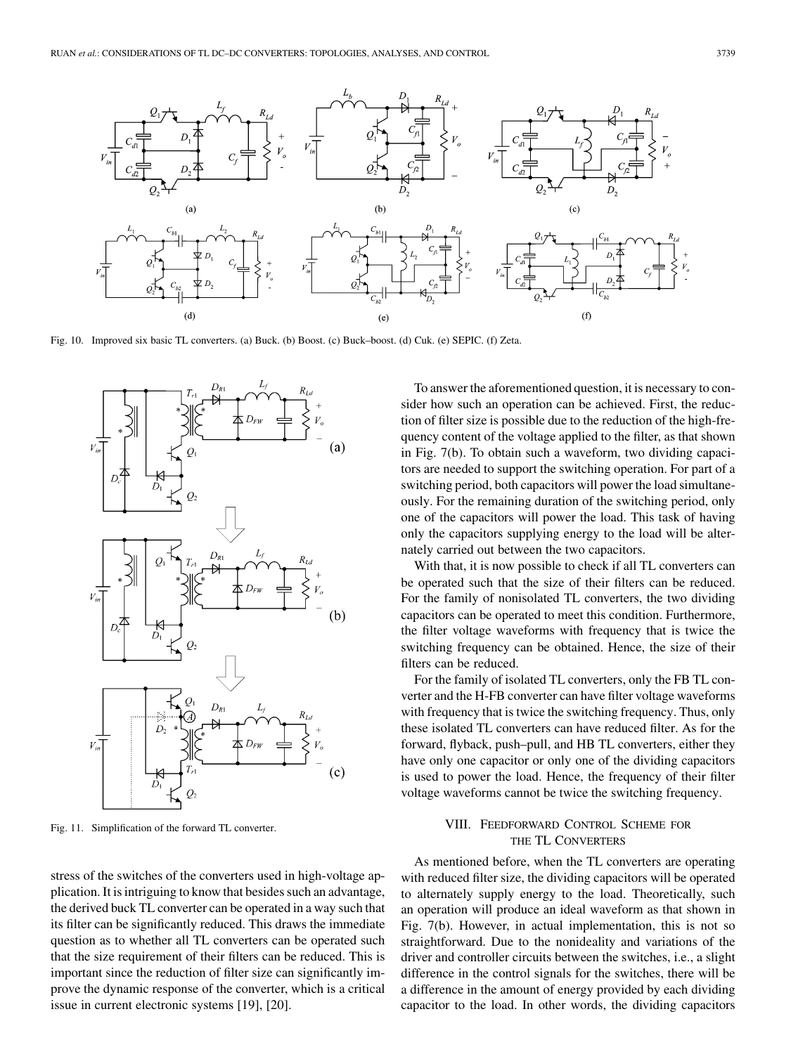Fig. 10. Improved six basic TL converters. (a) Buck. (b) Boost. (c) Buck–boost. (d) Cuk. (e) SEPIC. (f) Zeta.

Fig. 11. Simplification of the forward TL converter.

stress of the switches of the converters used in high-voltage application. It is intriguing to know that besides such an advantage, the derived buck TL converter can be operated in a way such that its filter can be significantly reduced. This draws the immediate question as to whether all TL converters can be operated such that the size requirement of their filters can be reduced. This is important since the reduction of filter size can significantly improve the dynamic response of the converter, which is a critical issue in current electronic systems [19], [20].

To answer the aforementioned question, it is necessary to consider how such an operation can be achieved. First, the reduction of filter size is possible due to the reduction of the high-frequency content of the voltage applied to the filter, as that shown in Fig. 7(b). To obtain such a waveform, two dividing capacitors are needed to support the switching operation. For part of a switching period, both capacitors will power the load simultaneously. For the remaining duration of the switching period, only one of the capacitors will power the load. This task of having only the capacitors supplying energy to the load will be alternately carried out between the two capacitors.

With that, it is now possible to check if all TL converters can be operated such that the size of their filters can be reduced. For the family of nonisolated TL converters, the two dividing capacitors can be operated to meet this condition. Furthermore, the filter voltage waveforms with frequency that is twice the switching frequency can be obtained. Hence, the size of their filters can be reduced.

For the family of isolated TL converters, only the FB TL converter and the H-FB converter can have filter voltage waveforms with frequency that is twice the switching frequency. Thus, only these isolated TL converters can have reduced filter. As for the forward, flyback, push–pull, and HB TL converters, either they have only one capacitor or only one of the dividing capacitors is used to power the load. Hence, the frequency of their filter voltage waveforms cannot be twice the switching frequency.

## VIII. Feedforward Control Scheme for the TL Converters

As mentioned before, when the TL converters are operating with reduced filter size, the dividing capacitors will be operated to alternately supply energy to the load. Theoretically, such an operation will produce an ideal waveform as that shown in Fig. 7(b). However, in actual implementation, this is not so straightforward. Due to the nonideality and variations of the driver and controller circuits between the switches, i.e., a slight difference in the control signals for the switches, there will be a difference in the amount of energy provided by each dividing capacitor to the load. In other words, the dividing capacitors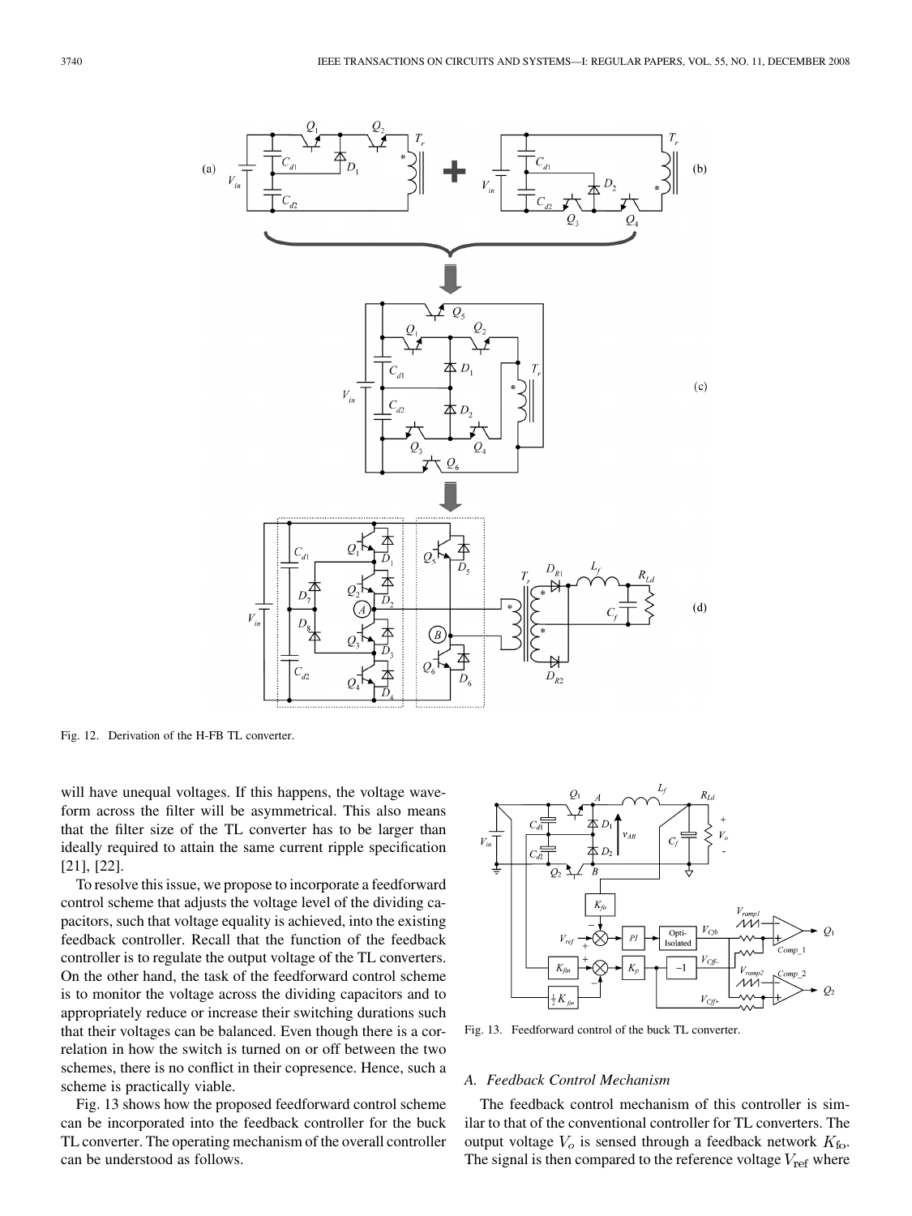Fig. 12. Derivation of the H-FB TL converter.

will have unequal voltages. If this happens, the voltage waveform across the filter will be asymmetrical. This also means that the filter size of the TL converter has to be larger than ideally required to attain the same current ripple specification [21], [22].

To resolve this issue, we propose to incorporate a feedforward control scheme that adjusts the voltage level of the dividing capacitors, such that voltage equality is achieved, into the existing feedback controller. Recall that the function of the feedback controller is to regulate the output voltage of the TL converters. On the other hand, the task of the feedforward control scheme is to monitor the voltage across the dividing capacitors and to appropriately reduce or increase their switching durations such that their voltages can be balanced. Even though there is a correlation in how the switch is turned on or off between the two schemes, there is no conflict in their copresence. Hence, such a scheme is practically viable.

Fig. 13 shows how the proposed feedforward control scheme can be incorporated into the feedback controller for the buck TL converter. The operating mechanism of the overall controller can be understood as follows.

Fig. 13. Feedforward control of the buck TL converter.

### A. Feedback Control Mechanism

The feedback control mechanism of this controller is similar to that of the conventional controller for TL converters. The output voltage $V_o$ is sensed through a feedback network $K_{\mathrm{fo}}$. The signal is then compared to the reference voltage $V_{\mathrm{ref}}$ where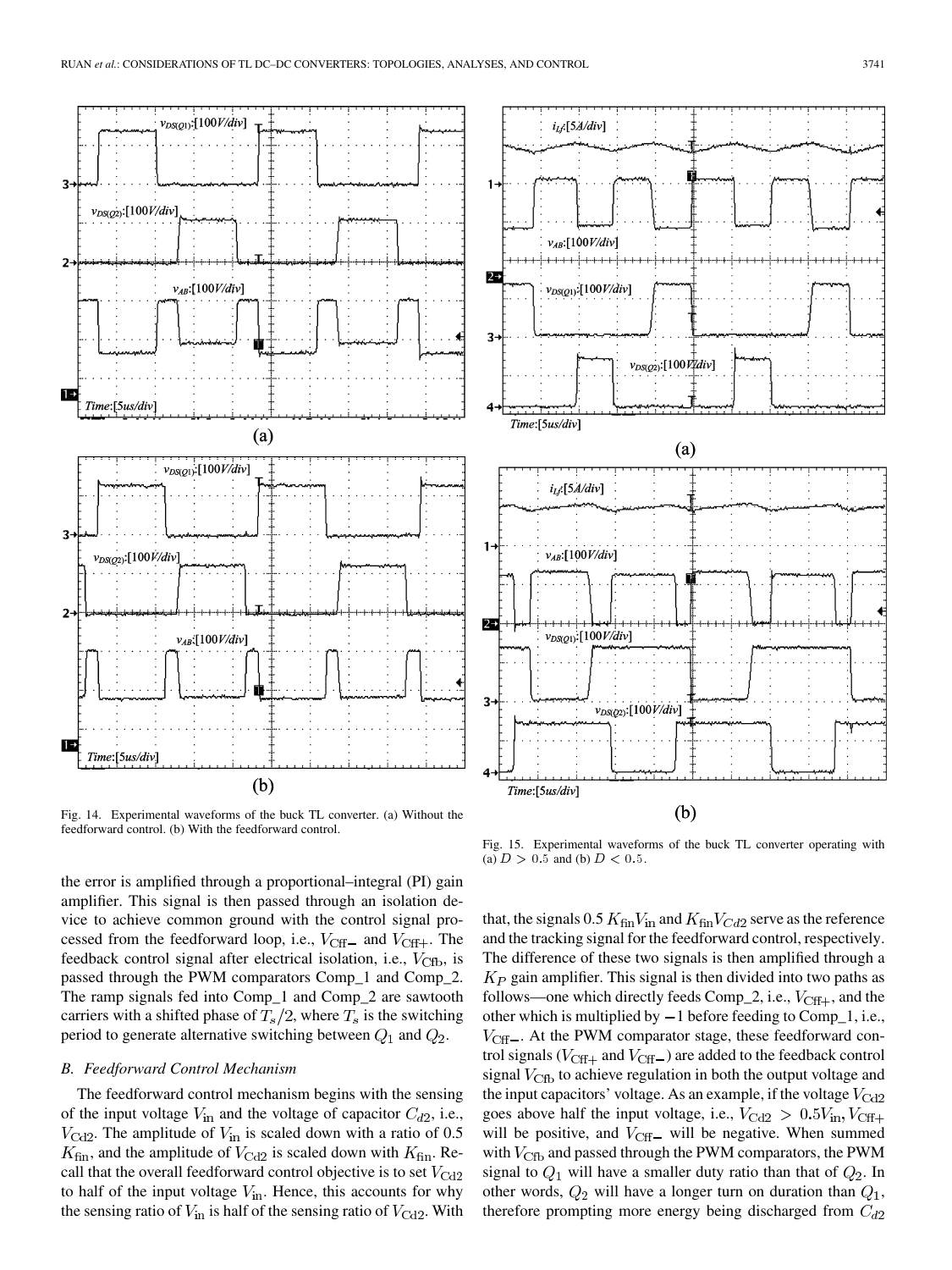Fig. 14. Experimental waveforms of the buck TL converter. (a) Without the feedforward control. (b) With the feedforward control.

Fig. 15. Experimental waveforms of the buck TL converter operating with (a) $D > 0.5$ and (b) $D < 0.5$.

the error is amplified through a proportional–integral (PI) gain amplifier. This signal is then passed through an isolation device to achieve common ground with the control signal processed from the feedforward loop, i.e., $V_{\rm Cff-}$ and $V_{\rm Cff+}$. The feedback control signal after electrical isolation, i.e., $V_{\rm Cfb}$, is passed through the PWM comparators Comp_1 and Comp_2. The ramp signals fed into Comp_1 and Comp_2 are sawtooth carriers with a shifted phase of $T_s/2$, where $T_s$ is the switching period to generate alternative switching between $Q_1$ and $Q_2$.

### B. Feedforward Control Mechanism

The feedforward control mechanism begins with the sensing of the input voltage $V_{\rm in}$ and the voltage of capacitor $C_{d2}$, i.e., $V_{\rm Cd2}$. The amplitude of $V_{\rm in}$ is scaled down with a ratio of 0.5 $K_{\rm fin}$, and the amplitude of $V_{\rm Cd2}$ is scaled down with $K_{\rm fin}$. Recall that the overall feedforward control objective is to set $V_{\rm Cd2}$ to half of the input voltage $V_{\rm in}$. Hence, this accounts for why the sensing ratio of $V_{\rm in}$ is half of the sensing ratio of $V_{\rm Cd2}$. With that, the signals $0.5\,K_{\rm fin}V_{\rm in}$ and $K_{\rm fin}V_{Cd2}$ serve as the reference and the tracking signal for the feedforward control, respectively. The difference of these two signals is then amplified through a $K_P$ gain amplifier. This signal is then divided into two paths as follows—one which directly feeds Comp_2, i.e., $V_{\rm Cff+}$, and the other which is multiplied by $-1$ before feeding to Comp_1, i.e., $V_{\rm Cff-}$. At the PWM comparator stage, these feedforward control signals ($V_{\rm Cff+}$ and $V_{\rm Cff-}$) are added to the feedback control signal $V_{\rm Cfb}$ to achieve regulation in both the output voltage and the input capacitors' voltage. As an example, if the voltage $V_{\rm Cd2}$ goes above half the input voltage, i.e., $V_{\rm Cd2} > 0.5V_{\rm in}, V_{\rm Cff+}$ will be positive, and $V_{\rm Cff-}$ will be negative. When summed with $V_{\rm Cfb}$ and passed through the PWM comparators, the PWM signal to $Q_1$ will have a smaller duty ratio than that of $Q_2$. In other words, $Q_2$ will have a longer turn on duration than $Q_1$, therefore prompting more energy being discharged from $C_{d2}$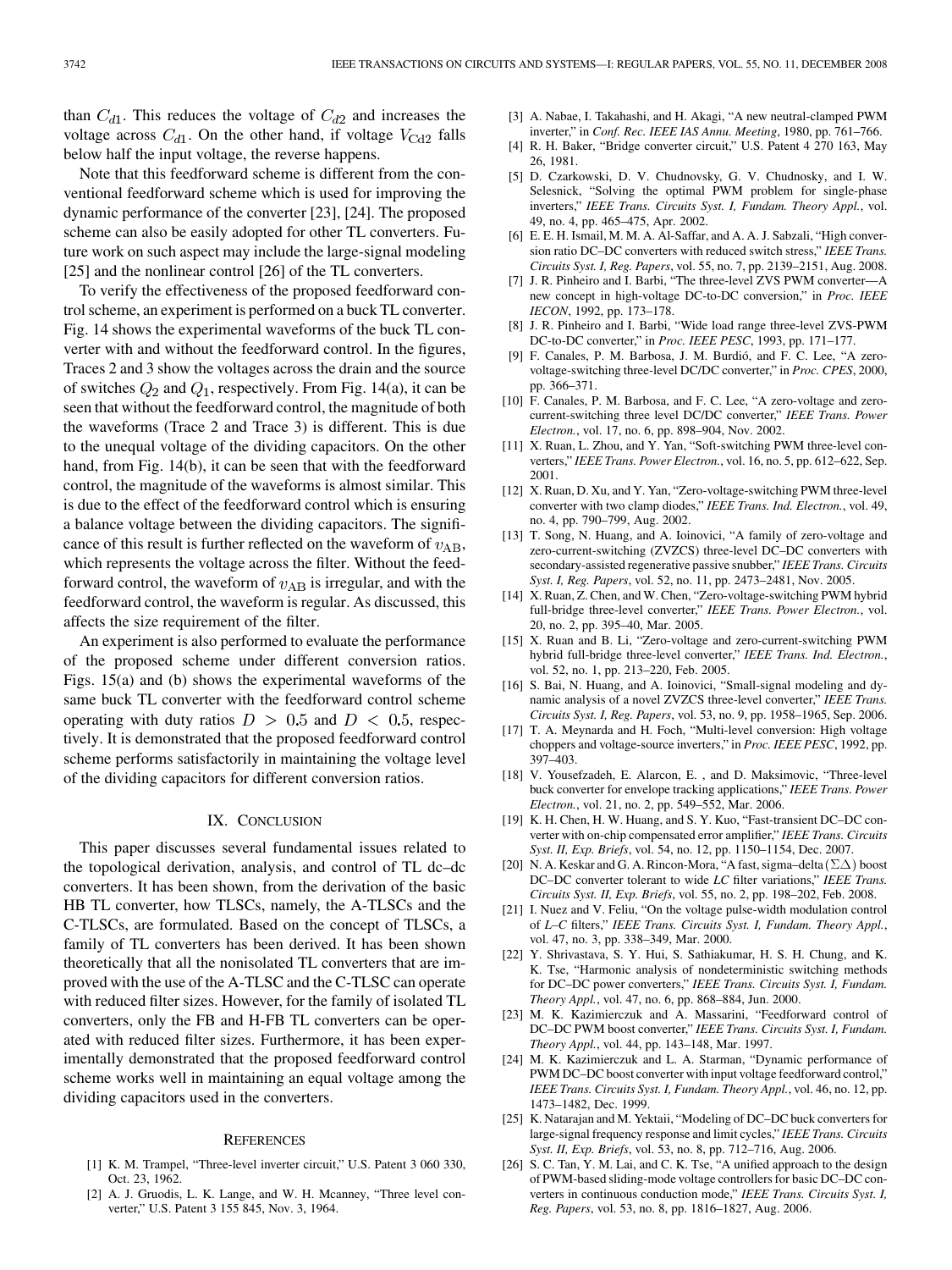than $C_{d1}$. This reduces the voltage of $C_{d2}$ and increases the voltage across $C_{d1}$. On the other hand, if voltage $V_{Cd2}$ falls below half the input voltage, the reverse happens.

Note that this feedforward scheme is different from the conventional feedforward scheme which is used for improving the dynamic performance of the converter [23], [24]. The proposed scheme can also be easily adopted for other TL converters. Future work on such aspect may include the large-signal modeling [25] and the nonlinear control [26] of the TL converters.

To verify the effectiveness of the proposed feedforward control scheme, an experiment is performed on a buck TL converter. Fig. 14 shows the experimental waveforms of the buck TL converter with and without the feedforward control. In the figures, Traces 2 and 3 show the voltages across the drain and the source of switches $Q_2$ and $Q_1$, respectively. From Fig. 14(a), it can be seen that without the feedforward control, the magnitude of both the waveforms (Trace 2 and Trace 3) is different. This is due to the unequal voltage of the dividing capacitors. On the other hand, from Fig. 14(b), it can be seen that with the feedforward control, the magnitude of the waveforms is almost similar. This is due to the effect of the feedforward control which is ensuring a balance voltage between the dividing capacitors. The significance of this result is further reflected on the waveform of $v_{AB}$, which represents the voltage across the filter. Without the feedforward control, the waveform of $v_{AB}$ is irregular, and with the feedforward control, the waveform is regular. As discussed, this affects the size requirement of the filter.

An experiment is also performed to evaluate the performance of the proposed scheme under different conversion ratios. Figs. 15(a) and (b) shows the experimental waveforms of the same buck TL converter with the feedforward control scheme operating with duty ratios $D > 0.5$ and $D < 0.5$, respectively. It is demonstrated that the proposed feedforward control scheme performs satisfactorily in maintaining the voltage level of the dividing capacitors for different conversion ratios.

## IX. Conclusion

This paper discusses several fundamental issues related to the topological derivation, analysis, and control of TL dc–dc converters. It has been shown, from the derivation of the basic HB TL converter, how TLSCs, namely, the A-TLSCs and the C-TLSCs, are formulated. Based on the concept of TLSCs, a family of TL converters has been derived. It has been shown theoretically that all the nonisolated TL converters that are improved with the use of the A-TLSC and the C-TLSC can operate with reduced filter sizes. However, for the family of isolated TL converters, only the FB and H-FB TL converters can be operated with reduced filter sizes. Furthermore, it has been experimentally demonstrated that the proposed feedforward control scheme works well in maintaining an equal voltage among the dividing capacitors used in the converters.

## References

[1] K. M. Trampel, "Three-level inverter circuit," U.S. Patent 3 060 330, Oct. 23, 1962.

[2] A. J. Gruodis, L. K. Lange, and W. H. Mcanney, "Three level converter," U.S. Patent 3 155 845, Nov. 3, 1964.

[3] A. Nabae, I. Takahashi, and H. Akagi, "A new neutral-clamped PWM inverter," in *Conf. Rec. IEEE IAS Annu. Meeting*, 1980, pp. 761–766.

[4] R. H. Baker, "Bridge converter circuit," U.S. Patent 4 270 163, May 26, 1981.

[5] D. Czarkowski, D. V. Chudnovsky, G. V. Chudnosky, and I. W. Selesnick, "Solving the optimal PWM problem for single-phase inverters," *IEEE Trans. Circuits Syst. I, Fundam. Theory Appl.*, vol. 49, no. 4, pp. 465–475, Apr. 2002.

[6] E. E. H. Ismail, M. M. A. Al-Saffar, and A. A. J. Sabzali, "High conversion ratio DC–DC converters with reduced switch stress," *IEEE Trans. Circuits Syst. I, Reg. Papers*, vol. 55, no. 7, pp. 2139–2151, Aug. 2008.

[7] J. R. Pinheiro and I. Barbi, "The three-level ZVS PWM converter—A new concept in high-voltage DC-to-DC conversion," in *Proc. IEEE IECON*, 1992, pp. 173–178.

[8] J. R. Pinheiro and I. Barbi, "Wide load range three-level ZVS-PWM DC-to-DC converter," in *Proc. IEEE PESC*, 1993, pp. 171–177.

[9] F. Canales, P. M. Barbosa, J. M. Burdió, and F. C. Lee, "A zero-voltage-switching three-level DC/DC converter," in *Proc. CPES*, 2000, pp. 366–371.

[10] F. Canales, P. M. Barbosa, and F. C. Lee, "A zero-voltage and zero-current-switching three level DC/DC converter," *IEEE Trans. Power Electron.*, vol. 17, no. 6, pp. 898–904, Nov. 2002.

[11] X. Ruan, L. Zhou, and Y. Yan, "Soft-switching PWM three-level converters," *IEEE Trans. Power Electron.*, vol. 16, no. 5, pp. 612–622, Sep. 2001.

[12] X. Ruan, D. Xu, and Y. Yan, "Zero-voltage-switching PWM three-level converter with two clamp diodes," *IEEE Trans. Ind. Electron.*, vol. 49, no. 4, pp. 790–799, Aug. 2002.

[13] T. Song, N. Huang, and A. Ioinovici, "A family of zero-voltage and zero-current-switching (ZVZCS) three-level DC–DC converters with secondary-assisted regenerative passive snubber," *IEEE Trans. Circuits Syst. I, Reg. Papers*, vol. 52, no. 11, pp. 2473–2481, Nov. 2005.

[14] X. Ruan, Z. Chen, and W. Chen, "Zero-voltage-switching PWM hybrid full-bridge three-level converter," *IEEE Trans. Power Electron.*, vol. 20, no. 2, pp. 395–40, Mar. 2005.

[15] X. Ruan and B. Li, "Zero-voltage and zero-current-switching PWM hybrid full-bridge three-level converter," *IEEE Trans. Ind. Electron.*, vol. 52, no. 1, pp. 213–220, Feb. 2005.

[16] S. Bai, N. Huang, and A. Ioinovici, "Small-signal modeling and dynamic analysis of a novel ZVZCS three-level converter," *IEEE Trans. Circuits Syst. I, Reg. Papers*, vol. 53, no. 9, pp. 1958–1965, Sep. 2006.

[17] T. A. Meynarda and H. Foch, "Multi-level conversion: High voltage choppers and voltage-source inverters," in *Proc. IEEE PESC*, 1992, pp. 397–403.

[18] V. Yousefzadeh, E. Alarcon, E. , and D. Maksimovic, "Three-level buck converter for envelope tracking applications," *IEEE Trans. Power Electron.*, vol. 21, no. 2, pp. 549–552, Mar. 2006.

[19] K. H. Chen, H. W. Huang, and S. Y. Kuo, "Fast-transient DC–DC converter with on-chip compensated error amplifier," *IEEE Trans. Circuits Syst. II, Exp. Briefs*, vol. 54, no. 12, pp. 1150–1154, Dec. 2007.

[20] N. A. Keskar and G. A. Rincon-Mora, "A fast, sigma–delta $(\Sigma\Delta)$ boost DC–DC converter tolerant to wide *LC* filter variations," *IEEE Trans. Circuits Syst. II, Exp. Briefs*, vol. 55, no. 2, pp. 198–202, Feb. 2008.

[21] I. Nuez and V. Feliu, "On the voltage pulse-width modulation control of *L–C* filters," *IEEE Trans. Circuits Syst. I, Fundam. Theory Appl.*, vol. 47, no. 3, pp. 338–349, Mar. 2000.

[22] Y. Shrivastava, S. Y. Hui, S. Sathiakumar, H. S. H. Chung, and K. K. Tse, "Harmonic analysis of nondeterministic switching methods for DC–DC power converters," *IEEE Trans. Circuits Syst. I, Fundam. Theory Appl.*, vol. 47, no. 6, pp. 868–884, Jun. 2000.

[23] M. K. Kazimierczuk and A. Massarini, "Feedforward control of DC–DC PWM boost converter," *IEEE Trans. Circuits Syst. I, Fundam. Theory Appl.*, vol. 44, pp. 143–148, Mar. 1997.

[24] M. K. Kazimierczuk and L. A. Starman, "Dynamic performance of PWM DC–DC boost converter with input voltage feedforward control," *IEEE Trans. Circuits Syst. I, Fundam. Theory Appl.*, vol. 46, no. 12, pp. 1473–1482, Dec. 1999.

[25] K. Natarajan and M. Yektaii, "Modeling of DC–DC buck converters for large-signal frequency response and limit cycles," *IEEE Trans. Circuits Syst. II, Exp. Briefs*, vol. 53, no. 8, pp. 712–716, Aug. 2006.

[26] S. C. Tan, Y. M. Lai, and C. K. Tse, "A unified approach to the design of PWM-based sliding-mode voltage controllers for basic DC–DC converters in continuous conduction mode," *IEEE Trans. Circuits Syst. I, Reg. Papers*, vol. 53, no. 8, pp. 1816–1827, Aug. 2006.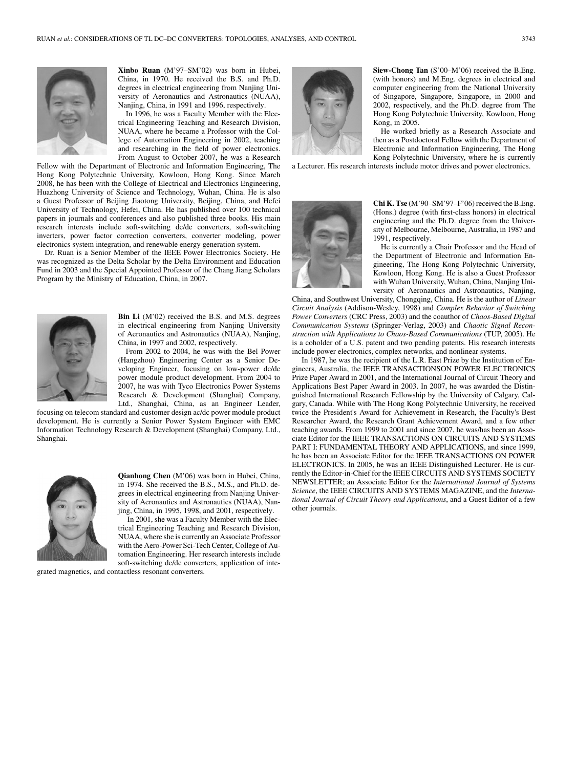**Xinbo Ruan** (M'97–SM'02) was born in Hubei, China, in 1970. He received the B.S. and Ph.D. degrees in electrical engineering from Nanjing University of Aeronautics and Astronautics (NUAA), Nanjing, China, in 1991 and 1996, respectively.

In 1996, he was a Faculty Member with the Electrical Engineering Teaching and Research Division, NUAA, where he became a Professor with the College of Automation Engineering in 2002, teaching and researching in the field of power electronics. From August to October 2007, he was a Research Fellow with the Department of Electronic and Information Engineering, The Hong Kong Polytechnic University, Kowloon, Hong Kong. Since March 2008, he has been with the College of Electrical and Electronics Engineering, Huazhong University of Science and Technology, Wuhan, China. He is also a Guest Professor of Beijing Jiaotong University, Beijing, China, and Hefei University of Technology, Hefei, China. He has published over 100 technical papers in journals and conferences and also published three books. His main research interests include soft-switching dc/dc converters, soft-switching inverters, power factor correction converters, converter modeling, power electronics system integration, and renewable energy generation system.

Dr. Ruan is a Senior Member of the IEEE Power Electronics Society. He was recognized as the Delta Scholar by the Delta Environment and Education Fund in 2003 and the Special Appointed Professor of the Chang Jiang Scholars Program by the Ministry of Education, China, in 2007.

**Bin Li** (M'02) received the B.S. and M.S. degrees in electrical engineering from Nanjing University of Aeronautics and Astronautics (NUAA), Nanjing, China, in 1997 and 2002, respectively.

From 2002 to 2004, he was with the Bel Power (Hangzhou) Engineering Center as a Senior Developing Engineer, focusing on low-power dc/dc power module product development. From 2004 to 2007, he was with Tyco Electronics Power Systems Research & Development (Shanghai) Company, Ltd., Shanghai, China, as an Engineer Leader, focusing on telecom standard and customer design ac/dc power module product development. He is currently a Senior Power System Engineer with EMC Information Technology Research & Development (Shanghai) Company, Ltd., Shanghai.

**Qianhong Chen** (M'06) was born in Hubei, China, in 1974. She received the B.S., M.S., and Ph.D. degrees in electrical engineering from Nanjing University of Aeronautics and Astronautics (NUAA), Nanjing, China, in 1995, 1998, and 2001, respectively.

In 2001, she was a Faculty Member with the Electrical Engineering Teaching and Research Division, NUAA, where she is currently an Associate Professor with the Aero-Power Sci-Tech Center, College of Automation Engineering. Her research interests include soft-switching dc/dc converters, application of integrated magnetics, and contactless resonant converters.

**Siew-Chong Tan** (S'00–M'06) received the B.Eng. (with honors) and M.Eng. degrees in electrical and computer engineering from the National University of Singapore, Singapore, Singapore, in 2000 and 2002, respectively, and the Ph.D. degree from The Hong Kong Polytechnic University, Kowloon, Hong Kong, in 2005.

He worked briefly as a Research Associate and then as a Postdoctoral Fellow with the Department of Electronic and Information Engineering, The Hong Kong Polytechnic University, where he is currently a Lecturer. His research interests include motor drives and power electronics.

**Chi K. Tse** (M'90–SM'97–F'06) received the B.Eng. (Hons.) degree (with first-class honors) in electrical engineering and the Ph.D. degree from the University of Melbourne, Melbourne, Australia, in 1987 and 1991, respectively.

He is currently a Chair Professor and the Head of the Department of Electronic and Information Engineering, The Hong Kong Polytechnic University, Kowloon, Hong Kong. He is also a Guest Professor with Wuhan University, Wuhan, China, Nanjing University of Aeronautics and Astronautics, Nanjing, China, and Southwest University, Chongqing, China. He is the author of *Linear Circuit Analysis* (Addison-Wesley, 1998) and *Complex Behavior of Switching Power Converters* (CRC Press, 2003) and the coauthor of *Chaos-Based Digital Communication Systems* (Springer-Verlag, 2003) and *Chaotic Signal Reconstruction with Applications to Chaos-Based Communications* (TUP, 2005). He is a coholder of a U.S. patent and two pending patents. His research interests include power electronics, complex networks, and nonlinear systems.

In 1987, he was the recipient of the L.R. East Prize by the Institution of Engineers, Australia, the IEEE TRANSACTIONSON POWER ELECTRONICS Prize Paper Award in 2001, and the International Journal of Circuit Theory and Applications Best Paper Award in 2003. In 2007, he was awarded the Distinguished International Research Fellowship by the University of Calgary, Calgary, Canada. While with The Hong Kong Polytechnic University, he received twice the President's Award for Achievement in Research, the Faculty's Best Researcher Award, the Research Grant Achievement Award, and a few other teaching awards. From 1999 to 2001 and since 2007, he was/has been an Associate Editor for the IEEE TRANSACTIONS ON CIRCUITS AND SYSTEMS PART I: FUNDAMENTAL THEORY AND APPLICATIONS, and since 1999, he has been an Associate Editor for the IEEE TRANSACTIONS ON POWER ELECTRONICS. In 2005, he was an IEEE Distinguished Lecturer. He is currently the Editor-in-Chief for the IEEE CIRCUITS AND SYSTEMS SOCIETY NEWSLETTER; an Associate Editor for the *International Journal of Systems Science*, the IEEE CIRCUITS AND SYSTEMS MAGAZINE, and the *International Journal of Circuit Theory and Applications*, and a Guest Editor of a few other journals.